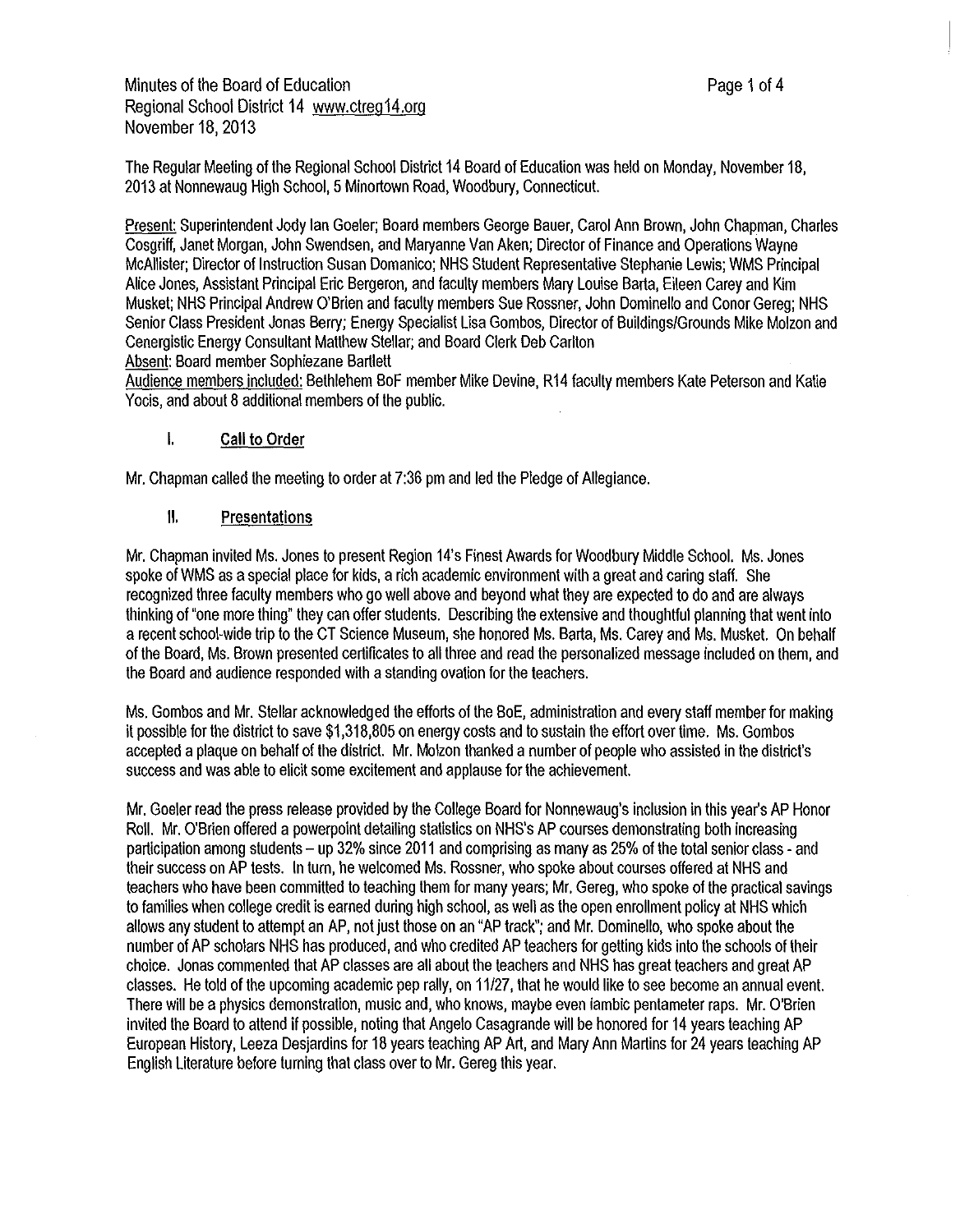Minutes of the Board of Education
Regional School District 14 www.ctreg14.org
November 18, 2013

The Regular Meeting of the Regional School District 14 Board of Education was held on Monday, November 18, 2013 at Nonnewaug High School, 5 Minortown Road, Woodbury, Connecticut.

Present: Superintendent Jody Ian Goeler; Board members George Bauer, Carol Ann Brown, John Chapman, Charles Cosgriff, Janet Morgan, John Swendsen, and Maryanne Van Aken; Director of Finance and Operations Wayne McAllister; Director of Instruction Susan Domanico; NHS Student Representative Stephanie Lewis; WMS Principal Alice Jones, Assistant Principal Eric Bergeron, and faculty members Mary Louise Barta, Eileen Carey and Kim Musket; NHS Principal Andrew O'Brien and faculty members Sue Rossner, John Dominello and Conor Gereg; NHS Senior Class President Jonas Berry; Energy Specialist Lisa Gombos, Director of Buildings/Grounds Mike Molzon and Cenergistic Energy Consultant Matthew Stellar; and Board Clerk Deb Carlton
Absent: Board member Sophiezane Bartlett
Audience members included: Bethlehem BoF member Mike Devine, R14 faculty members Kate Peterson and Katie Yocis, and about 8 additional members of the public.

## I. Call to Order

Mr. Chapman called the meeting to order at 7:36 pm and led the Pledge of Allegiance.

## II. Presentations

Mr. Chapman invited Ms. Jones to present Region 14's Finest Awards for Woodbury Middle School. Ms. Jones spoke of WMS as a special place for kids, a rich academic environment with a great and caring staff. She recognized three faculty members who go well above and beyond what they are expected to do and are always thinking of "one more thing" they can offer students. Describing the extensive and thoughtful planning that went into a recent school-wide trip to the CT Science Museum, she honored Ms. Barta, Ms. Carey and Ms. Musket. On behalf of the Board, Ms. Brown presented certificates to all three and read the personalized message included on them, and the Board and audience responded with a standing ovation for the teachers.

Ms. Gombos and Mr. Stellar acknowledged the efforts of the BoE, administration and every staff member for making it possible for the district to save $1,318,805 on energy costs and to sustain the effort over time. Ms. Gombos accepted a plaque on behalf of the district. Mr. Molzon thanked a number of people who assisted in the district's success and was able to elicit some excitement and applause for the achievement.

Mr. Goeler read the press release provided by the College Board for Nonnewaug's inclusion in this year's AP Honor Roll. Mr. O'Brien offered a powerpoint detailing statistics on NHS's AP courses demonstrating both increasing participation among students – up 32% since 2011 and comprising as many as 25% of the total senior class - and their success on AP tests. In turn, he welcomed Ms. Rossner, who spoke about courses offered at NHS and teachers who have been committed to teaching them for many years; Mr. Gereg, who spoke of the practical savings to families when college credit is earned during high school, as well as the open enrollment policy at NHS which allows any student to attempt an AP, not just those on an "AP track"; and Mr. Dominello, who spoke about the number of AP scholars NHS has produced, and who credited AP teachers for getting kids into the schools of their choice. Jonas commented that AP classes are all about the teachers and NHS has great teachers and great AP classes. He told of the upcoming academic pep rally, on 11/27, that he would like to see become an annual event. There will be a physics demonstration, music and, who knows, maybe even iambic pentameter raps. Mr. O'Brien invited the Board to attend if possible, noting that Angelo Casagrande will be honored for 14 years teaching AP European History, Leeza Desjardins for 18 years teaching AP Art, and Mary Ann Martins for 24 years teaching AP English Literature before turning that class over to Mr. Gereg this year.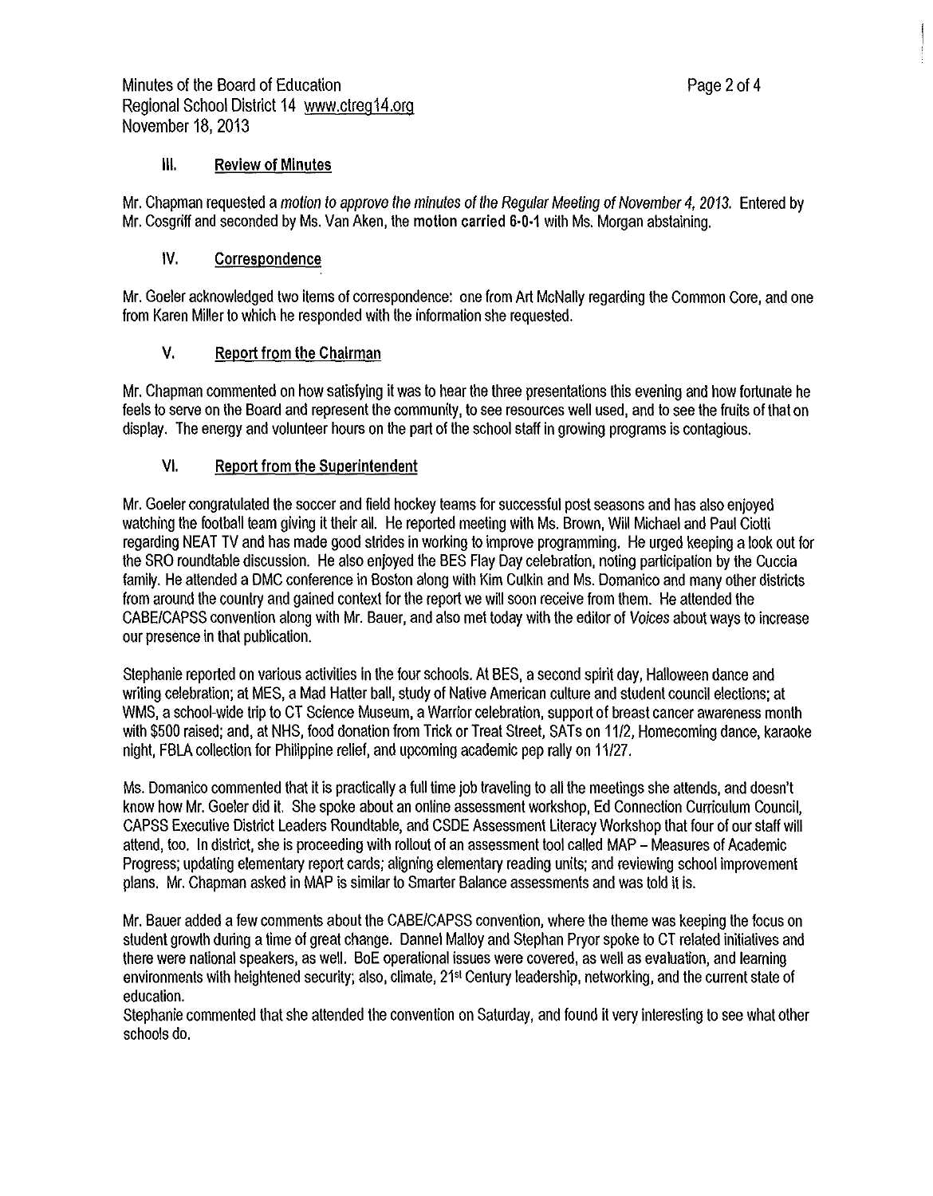### III. Review of Minutes

Mr. Chapman requested a *motion to approve the minutes of the Regular Meeting of November 4, 2013.* Entered by Mr. Cosgriff and seconded by Ms. Van Aken, the **motion carried 6-0-1** with Ms. Morgan abstaining.

### IV. Correspondence

Mr. Goeler acknowledged two items of correspondence: one from Art McNally regarding the Common Core, and one from Karen Miller to which he responded with the information she requested.

### V. Report from the Chairman

Mr. Chapman commented on how satisfying it was to hear the three presentations this evening and how fortunate he feels to serve on the Board and represent the community, to see resources well used, and to see the fruits of that on display. The energy and volunteer hours on the part of the school staff in growing programs is contagious.

### VI. Report from the Superintendent

Mr. Goeler congratulated the soccer and field hockey teams for successful post seasons and has also enjoyed watching the football team giving it their all. He reported meeting with Ms. Brown, Will Michael and Paul Ciotti regarding NEAT TV and has made good strides in working to improve programming. He urged keeping a look out for the SRO roundtable discussion. He also enjoyed the BES Flay Day celebration, noting participation by the Cuccia family. He attended a DMC conference in Boston along with Kim Culkin and Ms. Domanico and many other districts from around the country and gained context for the report we will soon receive from them. He attended the CABE/CAPSS convention along with Mr. Bauer, and also met today with the editor of *Voices* about ways to increase our presence in that publication.

Stephanie reported on various activities in the four schools. At BES, a second spirit day, Halloween dance and writing celebration; at MES, a Mad Hatter ball, study of Native American culture and student council elections; at WMS, a school-wide trip to CT Science Museum, a Warrior celebration, support of breast cancer awareness month with $500 raised; and, at NHS, food donation from Trick or Treat Street, SATs on 11/2, Homecoming dance, karaoke night, FBLA collection for Philippine relief, and upcoming academic pep rally on 11/27.

Ms. Domanico commented that it is practically a full time job traveling to all the meetings she attends, and doesn't know how Mr. Goeler did it. She spoke about an online assessment workshop, Ed Connection Curriculum Council, CAPSS Executive District Leaders Roundtable, and CSDE Assessment Literacy Workshop that four of our staff will attend, too. In district, she is proceeding with rollout of an assessment tool called MAP – Measures of Academic Progress; updating elementary report cards; aligning elementary reading units; and reviewing school improvement plans. Mr. Chapman asked in MAP is similar to Smarter Balance assessments and was told it is.

Mr. Bauer added a few comments about the CABE/CAPSS convention, where the theme was keeping the focus on student growth during a time of great change. Dannel Malloy and Stephan Pryor spoke to CT related initiatives and there were national speakers, as well. BoE operational issues were covered, as well as evaluation, and learning environments with heightened security; also, climate, 21st Century leadership, networking, and the current state of education.

Stephanie commented that she attended the convention on Saturday, and found it very interesting to see what other schools do.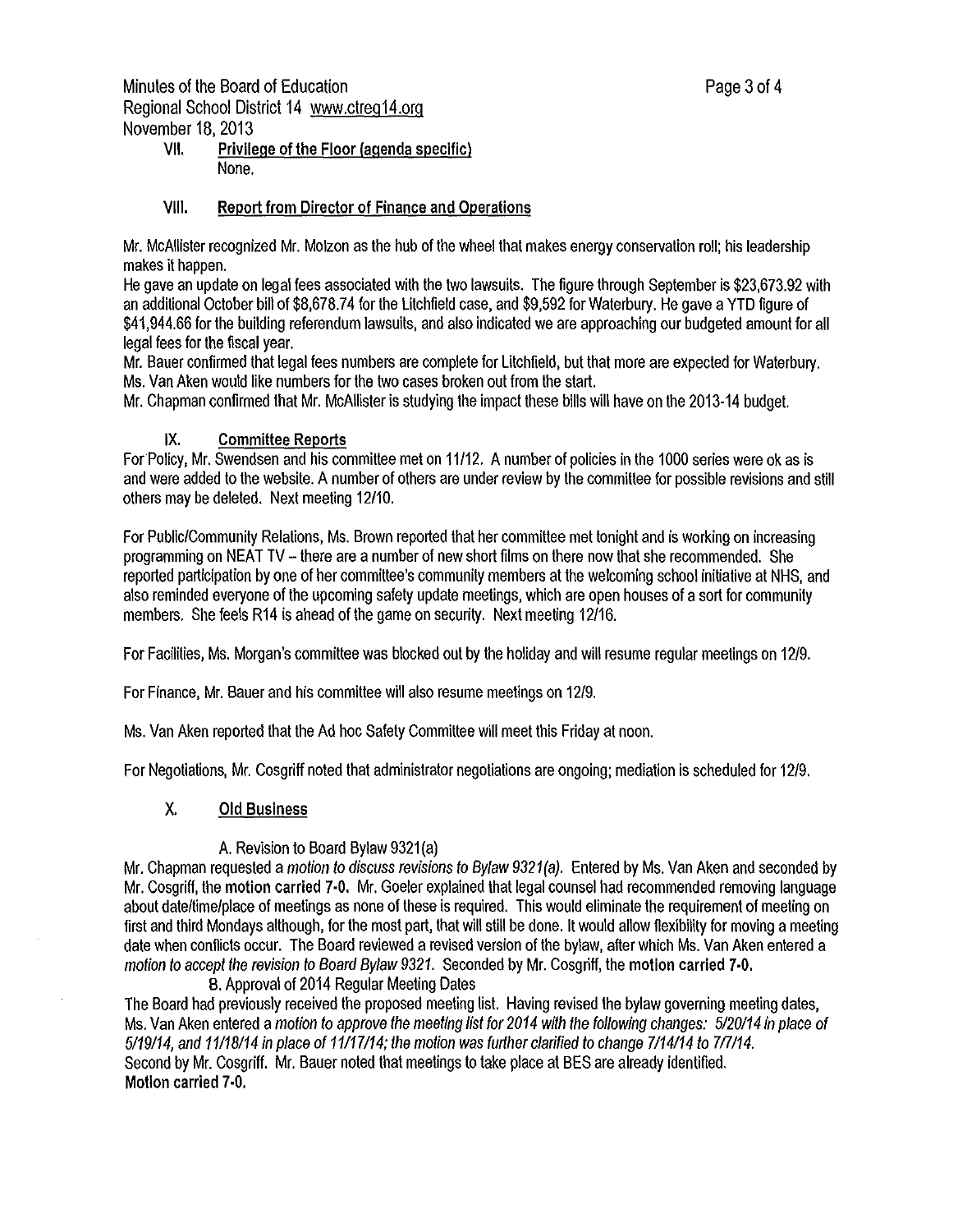VII. **Privilege of the Floor (agenda specific)**
None.

VIII. **Report from Director of Finance and Operations**

Mr. McAllister recognized Mr. Molzon as the hub of the wheel that makes energy conservation roll; his leadership makes it happen.
He gave an update on legal fees associated with the two lawsuits. The figure through September is $23,673.92 with an additional October bill of $8,678.74 for the Litchfield case, and $9,592 for Waterbury. He gave a YTD figure of $41,944.66 for the building referendum lawsuits, and also indicated we are approaching our budgeted amount for all legal fees for the fiscal year.
Mr. Bauer confirmed that legal fees numbers are complete for Litchfield, but that more are expected for Waterbury.
Ms. Van Aken would like numbers for the two cases broken out from the start.
Mr. Chapman confirmed that Mr. McAllister is studying the impact these bills will have on the 2013-14 budget.

IX. **Committee Reports**

For Policy, Mr. Swendsen and his committee met on 11/12. A number of policies in the 1000 series were ok as is and were added to the website. A number of others are under review by the committee for possible revisions and still others may be deleted. Next meeting 12/10.

For Public/Community Relations, Ms. Brown reported that her committee met tonight and is working on increasing programming on NEAT TV – there are a number of new short films on there now that she recommended. She reported participation by one of her committee's community members at the welcoming school initiative at NHS, and also reminded everyone of the upcoming safety update meetings, which are open houses of a sort for community members. She feels R14 is ahead of the game on security. Next meeting 12/16.

For Facilities, Ms. Morgan's committee was blocked out by the holiday and will resume regular meetings on 12/9.

For Finance, Mr. Bauer and his committee will also resume meetings on 12/9.

Ms. Van Aken reported that the Ad hoc Safety Committee will meet this Friday at noon.

For Negotiations, Mr. Cosgriff noted that administrator negotiations are ongoing; mediation is scheduled for 12/9.

X. **Old Business**

A. Revision to Board Bylaw 9321(a)

Mr. Chapman requested a *motion to discuss revisions to Bylaw 9321(a).* Entered by Ms. Van Aken and seconded by Mr. Cosgriff, the **motion carried 7-0.** Mr. Goeler explained that legal counsel had recommended removing language about date/time/place of meetings as none of these is required. This would eliminate the requirement of meeting on first and third Mondays although, for the most part, that will still be done. It would allow flexibility for moving a meeting date when conflicts occur. The Board reviewed a revised version of the bylaw, after which Ms. Van Aken entered a *motion to accept the revision to Board Bylaw 9321.* Seconded by Mr. Cosgriff, the **motion carried 7-0.**

B. Approval of 2014 Regular Meeting Dates

The Board had previously received the proposed meeting list. Having revised the bylaw governing meeting dates, Ms. Van Aken entered a *motion to approve the meeting list for 2014 with the following changes: 5/20/14 in place of 5/19/14, and 11/18/14 in place of 11/17/14; the motion was further clarified to change 7/14/14 to 7/7/14.*
Second by Mr. Cosgriff. Mr. Bauer noted that meetings to take place at BES are already identified.
**Motion carried 7-0.**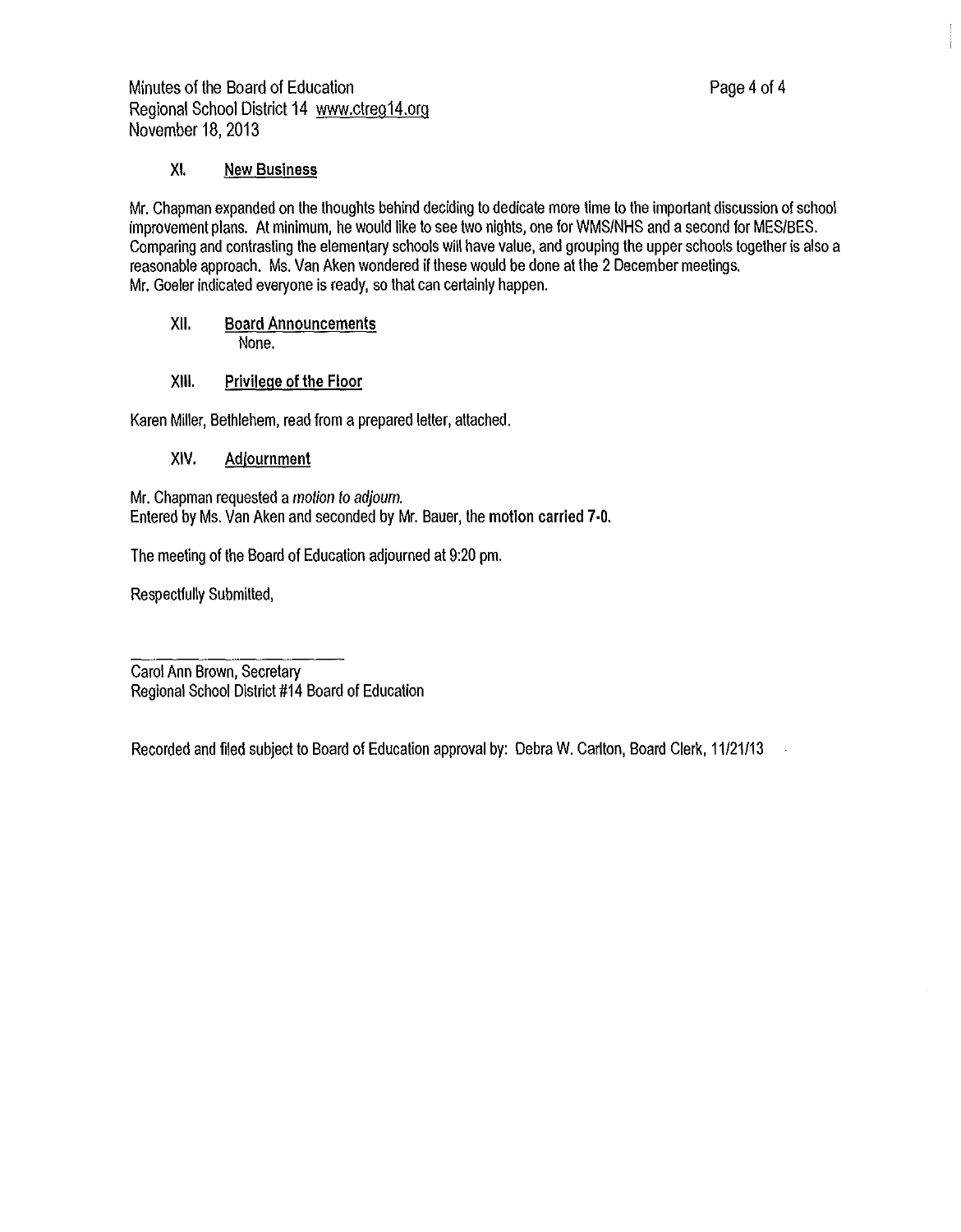### XI. New Business

Mr. Chapman expanded on the thoughts behind deciding to dedicate more time to the important discussion of school improvement plans. At minimum, he would like to see two nights, one for WMS/NHS and a second for MES/BES. Comparing and contrasting the elementary schools will have value, and grouping the upper schools together is also a reasonable approach. Ms. Van Aken wondered if these would be done at the 2 December meetings.
Mr. Goeler indicated everyone is ready, so that can certainly happen.

### XII. Board Announcements

None.

### XIII. Privilege of the Floor

Karen Miller, Bethlehem, read from a prepared letter, attached.

### XIV. Adjournment

Mr. Chapman requested a *motion to adjourn.*
Entered by Ms. Van Aken and seconded by Mr. Bauer, the **motion carried 7-0.**

The meeting of the Board of Education adjourned at 9:20 pm.

Respectfully Submitted,

\_\_\_\_\_\_\_\_\_\_\_\_\_\_\_\_\_\_\_\_\_\_\_\_

Carol Ann Brown, Secretary
Regional School District #14 Board of Education

Recorded and filed subject to Board of Education approval by: Debra W. Carlton, Board Clerk, 11/21/13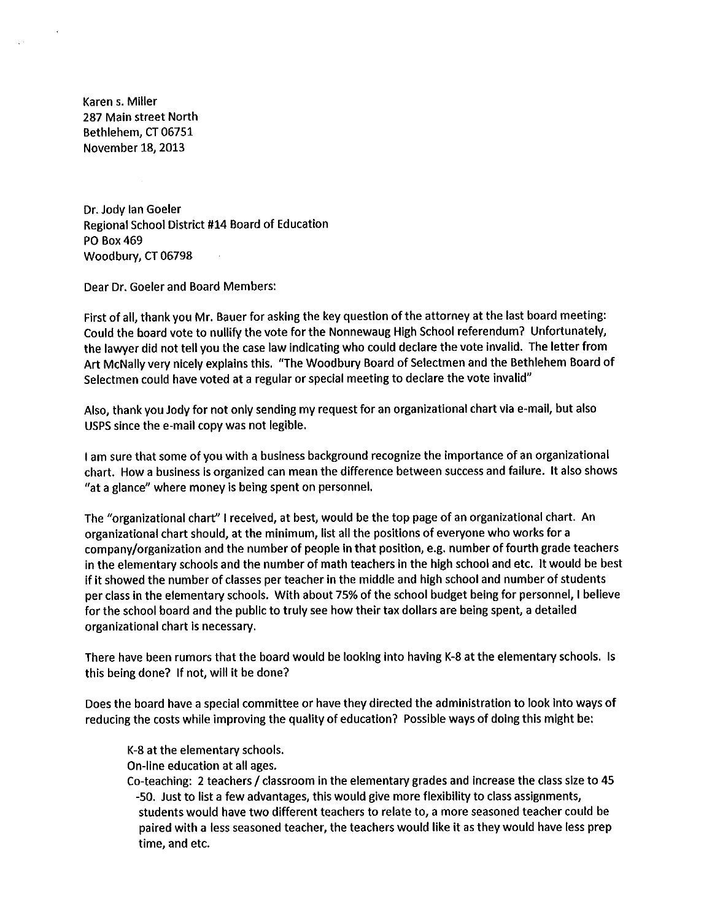Karen s. Miller
287 Main street North
Bethlehem, CT 06751
November 18, 2013

Dr. Jody Ian Goeler
Regional School District #14 Board of Education
PO Box 469
Woodbury, CT 06798

Dear Dr. Goeler and Board Members:

First of all, thank you Mr. Bauer for asking the key question of the attorney at the last board meeting: Could the board vote to nullify the vote for the Nonnewaug High School referendum? Unfortunately, the lawyer did not tell you the case law indicating who could declare the vote invalid. The letter from Art McNally very nicely explains this. "The Woodbury Board of Selectmen and the Bethlehem Board of Selectmen could have voted at a regular or special meeting to declare the vote invalid"

Also, thank you Jody for not only sending my request for an organizational chart via e-mail, but also USPS since the e-mail copy was not legible.

I am sure that some of you with a business background recognize the importance of an organizational chart. How a business is organized can mean the difference between success and failure. It also shows "at a glance" where money is being spent on personnel.

The "organizational chart" I received, at best, would be the top page of an organizational chart. An organizational chart should, at the minimum, list all the positions of everyone who works for a company/organization and the number of people in that position, e.g. number of fourth grade teachers in the elementary schools and the number of math teachers in the high school and etc. It would be best if it showed the number of classes per teacher in the middle and high school and number of students per class in the elementary schools. With about 75% of the school budget being for personnel, I believe for the school board and the public to truly see how their tax dollars are being spent, a detailed organizational chart is necessary.

There have been rumors that the board would be looking into having K-8 at the elementary schools. Is this being done? If not, will it be done?

Does the board have a special committee or have they directed the administration to look into ways of reducing the costs while improving the quality of education? Possible ways of doing this might be:

K-8 at the elementary schools.
On-line education at all ages.
Co-teaching: 2 teachers / classroom in the elementary grades and increase the class size to 45 -50. Just to list a few advantages, this would give more flexibility to class assignments, students would have two different teachers to relate to, a more seasoned teacher could be paired with a less seasoned teacher, the teachers would like it as they would have less prep time, and etc.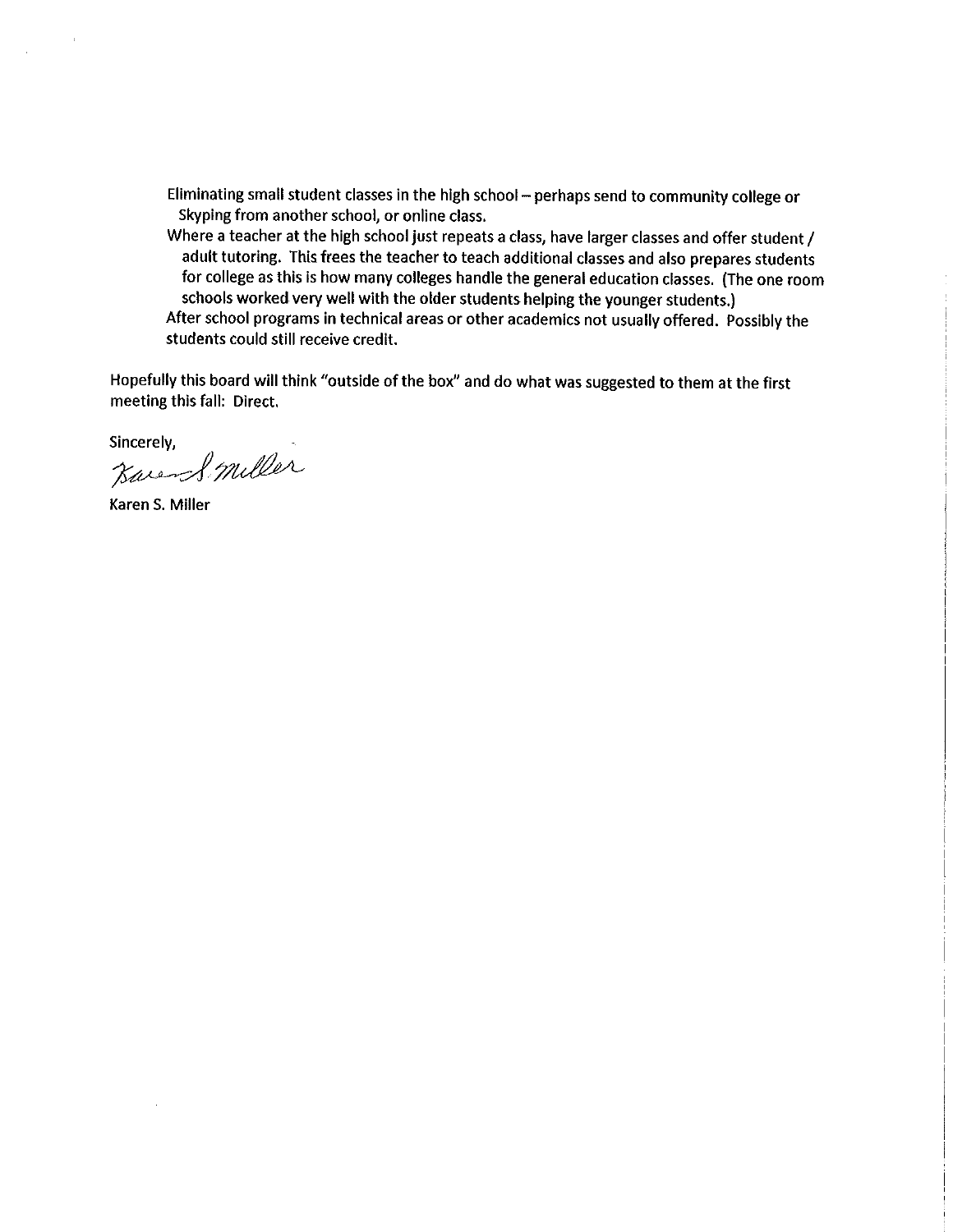Eliminating small student classes in the high school – perhaps send to community college or Skyping from another school, or online class.

Where a teacher at the high school just repeats a class, have larger classes and offer student / adult tutoring. This frees the teacher to teach additional classes and also prepares students for college as this is how many colleges handle the general education classes. (The one room schools worked very well with the older students helping the younger students.)

After school programs in technical areas or other academics not usually offered. Possibly the students could still receive credit.

Hopefully this board will think "outside of the box" and do what was suggested to them at the first meeting this fall: Direct.

Sincerely,

Karen S. Miller

Karen S. Miller